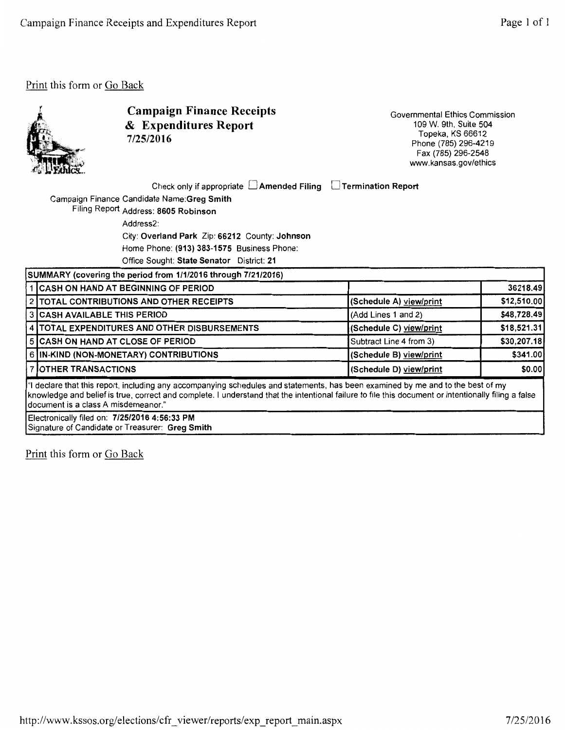Print this form or Go Back

# Campaign Finance Receipts & Expenditures Report
7/25/2016

Governmental Ethics Commission
109 W. 9th, Suite 504
Topeka, KS 66612
Phone (785) 296-4219
Fax (785) 296-2548
www.kansas.gov/ethics

Check only if appropriate ☐ **Amended Filing** ☐ **Termination Report**

Campaign Finance Candidate Name: **Greg Smith**
Filing Report Address: **8605 Robinson**
Address2:
City: **Overland Park** Zip: **66212** County: **Johnson**
Home Phone: **(913) 383-1575** Business Phone:
Office Sought: **State Senator** District: **21**

| SUMMARY (covering the period from 1/1/2016 through 7/21/2016) | | | |
|---|---|---|---|
| 1 | CASH ON HAND AT BEGINNING OF PERIOD | | 36218.49 |
| 2 | TOTAL CONTRIBUTIONS AND OTHER RECEIPTS | (Schedule A) view/print | $12,510.00 |
| 3 | CASH AVAILABLE THIS PERIOD | (Add Lines 1 and 2) | $48,728.49 |
| 4 | TOTAL EXPENDITURES AND OTHER DISBURSEMENTS | (Schedule C) view/print | $18,521.31 |
| 5 | CASH ON HAND AT CLOSE OF PERIOD | Subtract Line 4 from 3) | $30,207.18 |
| 6 | IN-KIND (NON-MONETARY) CONTRIBUTIONS | (Schedule B) view/print | $341.00 |
| 7 | OTHER TRANSACTIONS | (Schedule D) view/print | $0.00 |

"I declare that this report, including any accompanying schedules and statements, has been examined by me and to the best of my knowledge and belief is true, correct and complete. I understand that the intentional failure to file this document or intentionally filing a false document is a class A misdemeanor."

Electronically filed on: **7/25/2016 4:56:33 PM**
Signature of Candidate or Treasurer: **Greg Smith**

Print this form or Go Back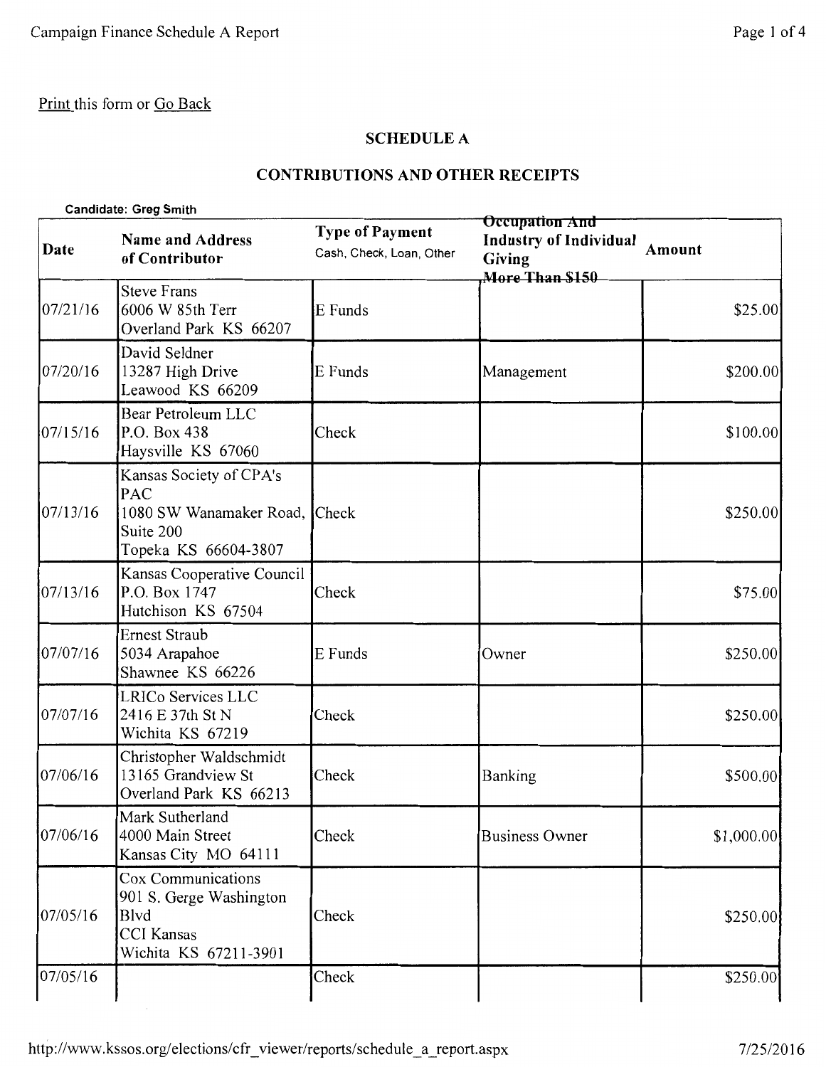Print this form or Go Back

## SCHEDULE A

## CONTRIBUTIONS AND OTHER RECEIPTS

**Candidate: Greg Smith**

| Date | Name and Address of Contributor | Type of Payment Cash, Check, Loan, Other | Occupation And Industry of Individual Giving More Than $150 | Amount |
|---|---|---|---|---|
| 07/21/16 | Steve Frans<br>6006 W 85th Terr<br>Overland Park KS 66207 | E Funds | | $25.00 |
| 07/20/16 | David Seldner<br>13287 High Drive<br>Leawood KS 66209 | E Funds | Management | $200.00 |
| 07/15/16 | Bear Petroleum LLC<br>P.O. Box 438<br>Haysville KS 67060 | Check | | $100.00 |
| 07/13/16 | Kansas Society of CPA's PAC<br>1080 SW Wanamaker Road, Suite 200<br>Topeka KS 66604-3807 | Check | | $250.00 |
| 07/13/16 | Kansas Cooperative Council<br>P.O. Box 1747<br>Hutchison KS 67504 | Check | | $75.00 |
| 07/07/16 | Ernest Straub<br>5034 Arapahoe<br>Shawnee KS 66226 | E Funds | Owner | $250.00 |
| 07/07/16 | LRICo Services LLC<br>2416 E 37th St N<br>Wichita KS 67219 | Check | | $250.00 |
| 07/06/16 | Christopher Waldschmidt<br>13165 Grandview St<br>Overland Park KS 66213 | Check | Banking | $500.00 |
| 07/06/16 | Mark Sutherland<br>4000 Main Street<br>Kansas City MO 64111 | Check | Business Owner | $1,000.00 |
| 07/05/16 | Cox Communications<br>901 S. Gerge Washington Blvd<br>CCI Kansas<br>Wichita KS 67211-3901 | Check | | $250.00 |
| 07/05/16 | | Check | | $250.00 |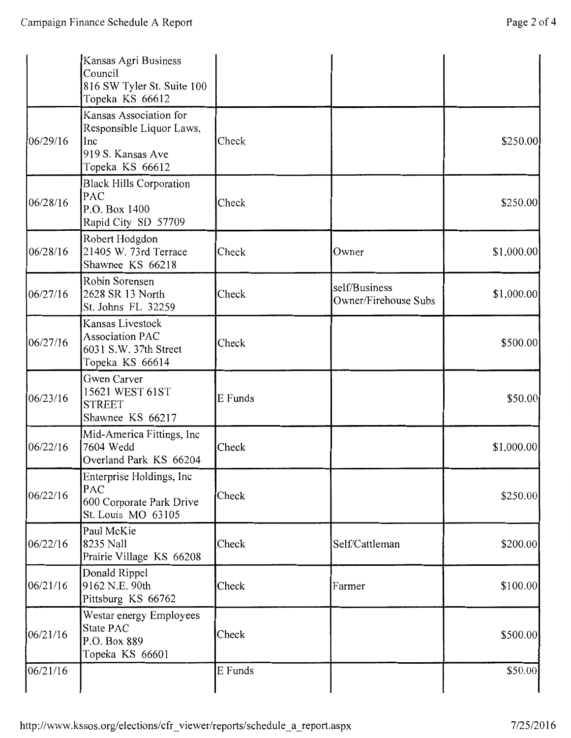| | | | | |
|---|---|---|---|---|
| | Kansas Agri Business Council<br>816 SW Tyler St. Suite 100<br>Topeka KS 66612 | | | |
| 06/29/16 | Kansas Association for Responsible Liquor Laws, Inc<br>919 S. Kansas Ave<br>Topeka KS 66612 | Check | | $250.00 |
| 06/28/16 | Black Hills Corporation PAC<br>P.O. Box 1400<br>Rapid City SD 57709 | Check | | $250.00 |
| 06/28/16 | Robert Hodgdon<br>21405 W. 73rd Terrace<br>Shawnee KS 66218 | Check | Owner | $1,000.00 |
| 06/27/16 | Robin Sorensen<br>2628 SR 13 North<br>St. Johns FL 32259 | Check | self/Business Owner/Firehouse Subs | $1,000.00 |
| 06/27/16 | Kansas Livestock Association PAC<br>6031 S.W. 37th Street<br>Topeka KS 66614 | Check | | $500.00 |
| 06/23/16 | Gwen Carver<br>15621 WEST 61ST STREET<br>Shawnee KS 66217 | E Funds | | $50.00 |
| 06/22/16 | Mid-America Fittings, Inc<br>7604 Wedd<br>Overland Park KS 66204 | Check | | $1,000.00 |
| 06/22/16 | Enterprise Holdings, Inc PAC<br>600 Corporate Park Drive<br>St. Louis MO 63105 | Check | | $250.00 |
| 06/22/16 | Paul McKie<br>8235 Nall<br>Prairie Village KS 66208 | Check | Self/Cattleman | $200.00 |
| 06/21/16 | Donald Rippel<br>9162 N.E. 90th<br>Pittsburg KS 66762 | Check | Farmer | $100.00 |
| 06/21/16 | Westar energy Employees State PAC<br>P.O. Box 889<br>Topeka KS 66601 | Check | | $500.00 |
| 06/21/16 | | E Funds | | $50.00 |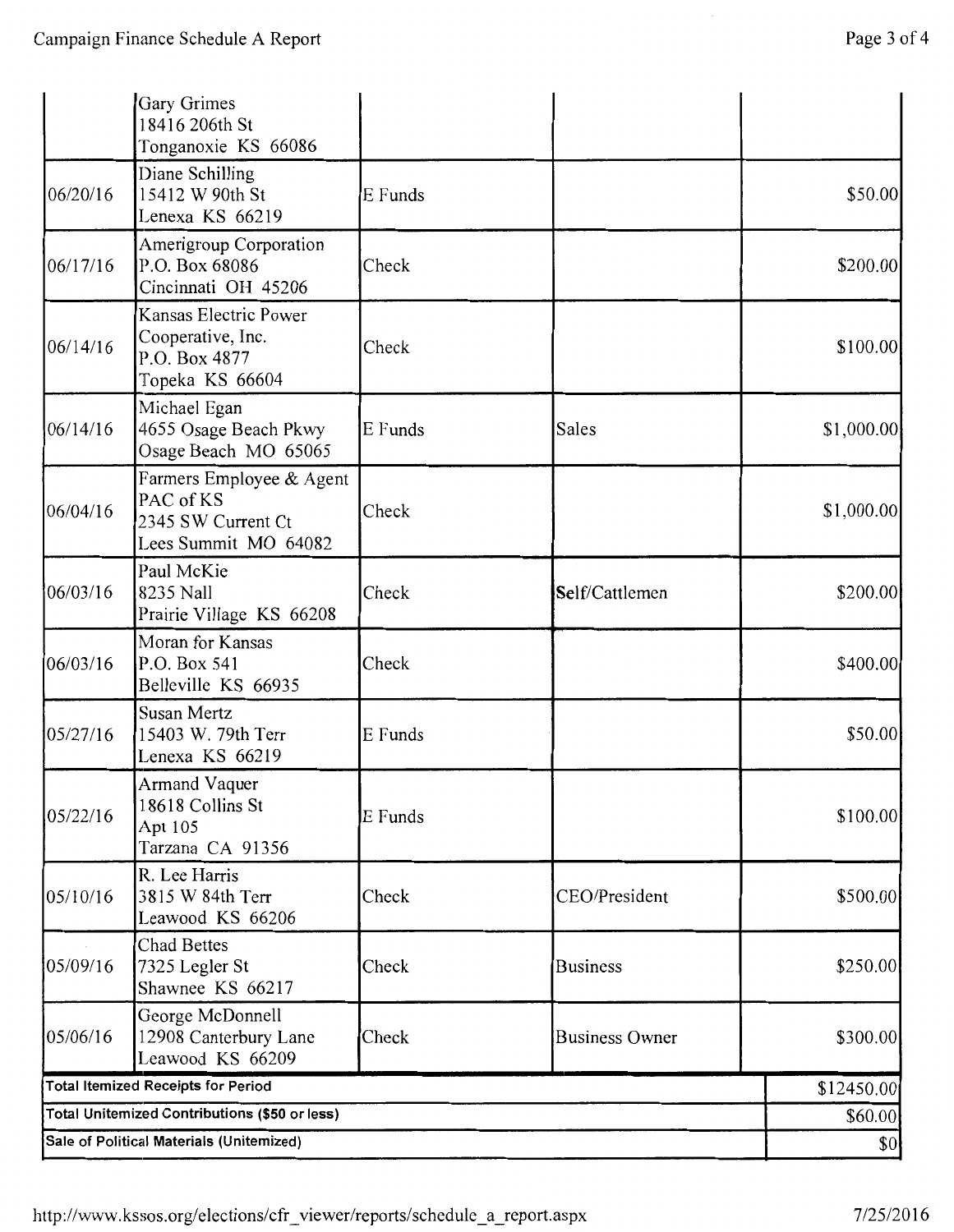| | | | | |
|---|---|---|---|---|
| | Gary Grimes<br>18416 206th St<br>Tonganoxie KS 66086 | | | |
| 06/20/16 | Diane Schilling<br>15412 W 90th St<br>Lenexa KS 66219 | E Funds | | $50.00 |
| 06/17/16 | Amerigroup Corporation<br>P.O. Box 68086<br>Cincinnati OH 45206 | Check | | $200.00 |
| 06/14/16 | Kansas Electric Power Cooperative, Inc.<br>P.O. Box 4877<br>Topeka KS 66604 | Check | | $100.00 |
| 06/14/16 | Michael Egan<br>4655 Osage Beach Pkwy<br>Osage Beach MO 65065 | E Funds | Sales | $1,000.00 |
| 06/04/16 | Farmers Employee & Agent PAC of KS<br>2345 SW Current Ct<br>Lees Summit MO 64082 | Check | | $1,000.00 |
| 06/03/16 | Paul McKie<br>8235 Nall<br>Prairie Village KS 66208 | Check | Self/Cattlemen | $200.00 |
| 06/03/16 | Moran for Kansas<br>P.O. Box 541<br>Belleville KS 66935 | Check | | $400.00 |
| 05/27/16 | Susan Mertz<br>15403 W. 79th Terr<br>Lenexa KS 66219 | E Funds | | $50.00 |
| 05/22/16 | Armand Vaquer<br>18618 Collins St<br>Apt 105<br>Tarzana CA 91356 | E Funds | | $100.00 |
| 05/10/16 | R. Lee Harris<br>3815 W 84th Terr<br>Leawood KS 66206 | Check | CEO/President | $500.00 |
| 05/09/16 | Chad Bettes<br>7325 Legler St<br>Shawnee KS 66217 | Check | Business | $250.00 |
| 05/06/16 | George McDonnell<br>12908 Canterbury Lane<br>Leawood KS 66209 | Check | Business Owner | $300.00 |
| **Total Itemized Receipts for Period** | | | | $12450.00 |
| **Total Unitemized Contributions ($50 or less)** | | | | $60.00 |
| **Sale of Political Materials (Unitemized)** | | | | $0 |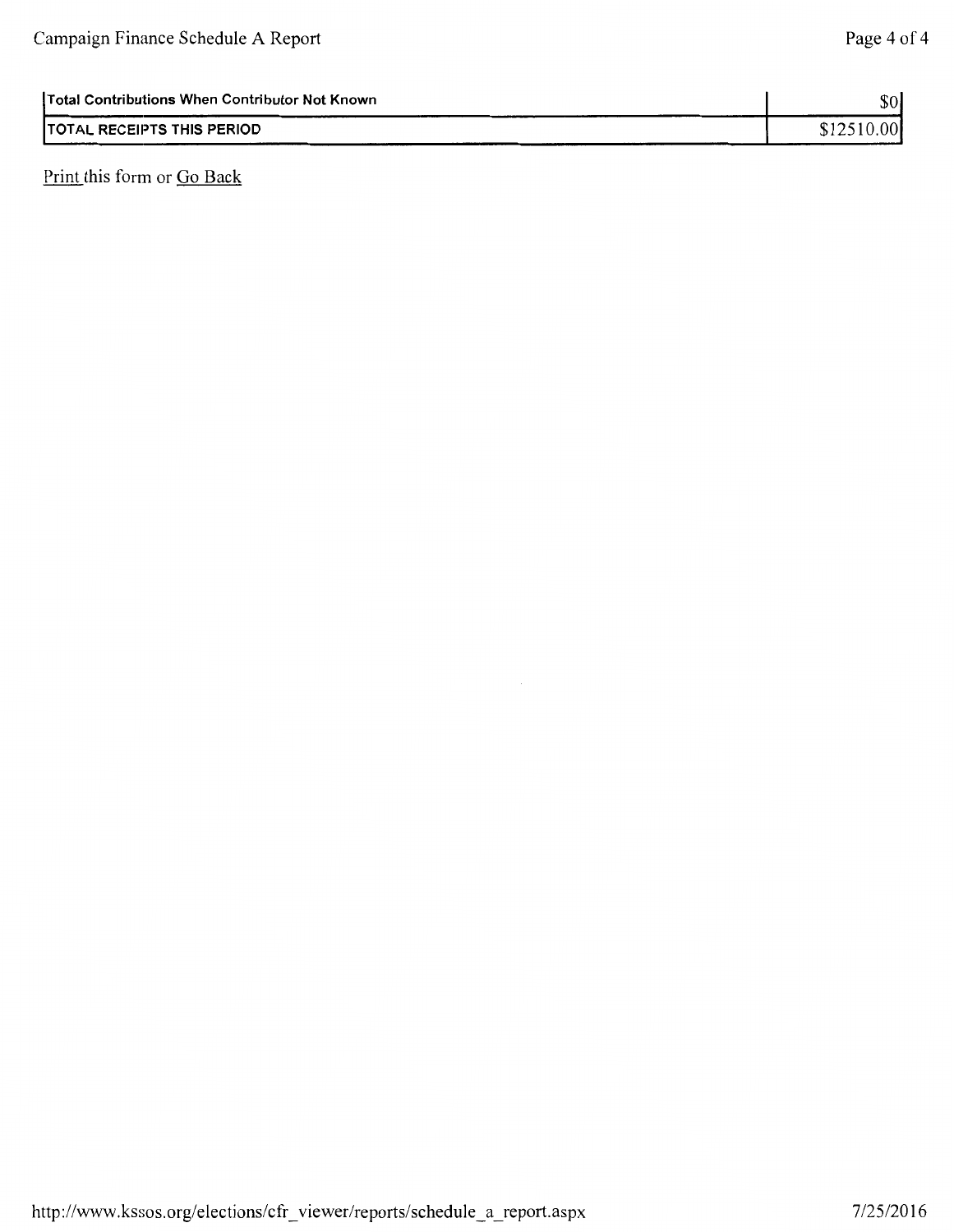| Total Contributions When Contributor Not Known | $0 |
| --- | --- |
| TOTAL RECEIPTS THIS PERIOD | $12510.00 |

Print this form or Go Back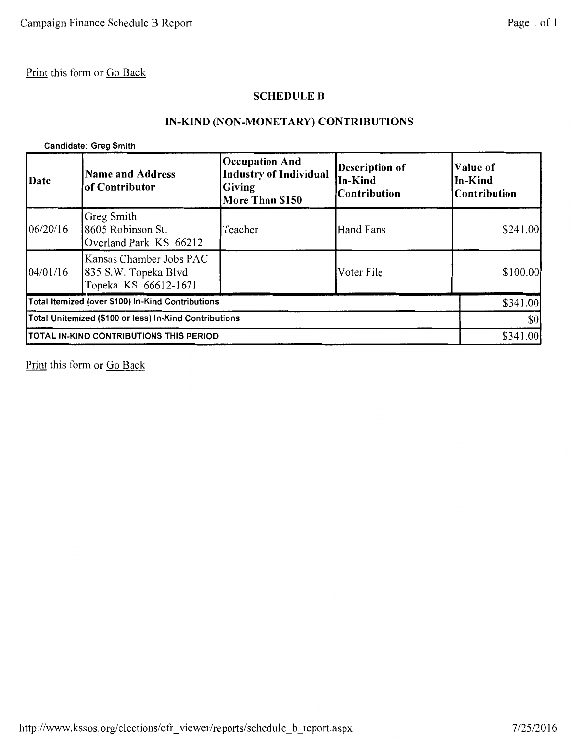Print this form or Go Back

## SCHEDULE B

## IN-KIND (NON-MONETARY) CONTRIBUTIONS

**Candidate: Greg Smith**

| Date | Name and Address of Contributor | Occupation And Industry of Individual Giving More Than $150 | Description of In-Kind Contribution | Value of In-Kind Contribution |
|---|---|---|---|---|
| 06/20/16 | Greg Smith<br>8605 Robinson St.<br>Overland Park KS 66212 | Teacher | Hand Fans | $241.00 |
| 04/01/16 | Kansas Chamber Jobs PAC<br>835 S.W. Topeka Blvd<br>Topeka KS 66612-1671 | | Voter File | $100.00 |
| **Total Itemized (over $100) In-Kind Contributions** | | | | $341.00 |
| **Total Unitemized ($100 or less) In-Kind Contributions** | | | | $0 |
| **TOTAL IN-KIND CONTRIBUTIONS THIS PERIOD** | | | | $341.00 |

Print this form or Go Back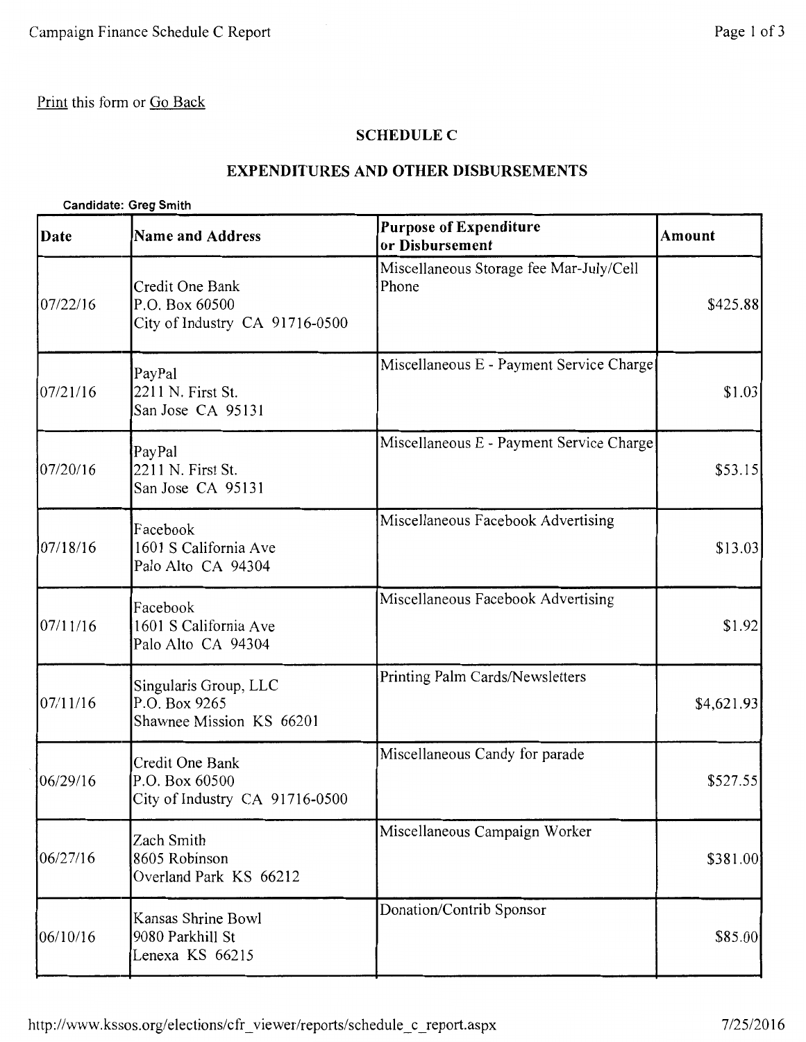Print this form or Go Back

## SCHEDULE C

## EXPENDITURES AND OTHER DISBURSEMENTS

**Candidate: Greg Smith**

| Date | Name and Address | Purpose of Expenditure or Disbursement | Amount |
|---|---|---|---|
| 07/22/16 | Credit One Bank<br>P.O. Box 60500<br>City of Industry CA 91716-0500 | Miscellaneous Storage fee Mar-July/Cell Phone | $425.88 |
| 07/21/16 | PayPal<br>2211 N. First St.<br>San Jose CA 95131 | Miscellaneous E - Payment Service Charge | $1.03 |
| 07/20/16 | PayPal<br>2211 N. First St.<br>San Jose CA 95131 | Miscellaneous E - Payment Service Charge | $53.15 |
| 07/18/16 | Facebook<br>1601 S California Ave<br>Palo Alto CA 94304 | Miscellaneous Facebook Advertising | $13.03 |
| 07/11/16 | Facebook<br>1601 S California Ave<br>Palo Alto CA 94304 | Miscellaneous Facebook Advertising | $1.92 |
| 07/11/16 | Singularis Group, LLC<br>P.O. Box 9265<br>Shawnee Mission KS 66201 | Printing Palm Cards/Newsletters | $4,621.93 |
| 06/29/16 | Credit One Bank<br>P.O. Box 60500<br>City of Industry CA 91716-0500 | Miscellaneous Candy for parade | $527.55 |
| 06/27/16 | Zach Smith<br>8605 Robinson<br>Overland Park KS 66212 | Miscellaneous Campaign Worker | $381.00 |
| 06/10/16 | Kansas Shrine Bowl<br>9080 Parkhill St<br>Lenexa KS 66215 | Donation/Contrib Sponsor | $85.00 |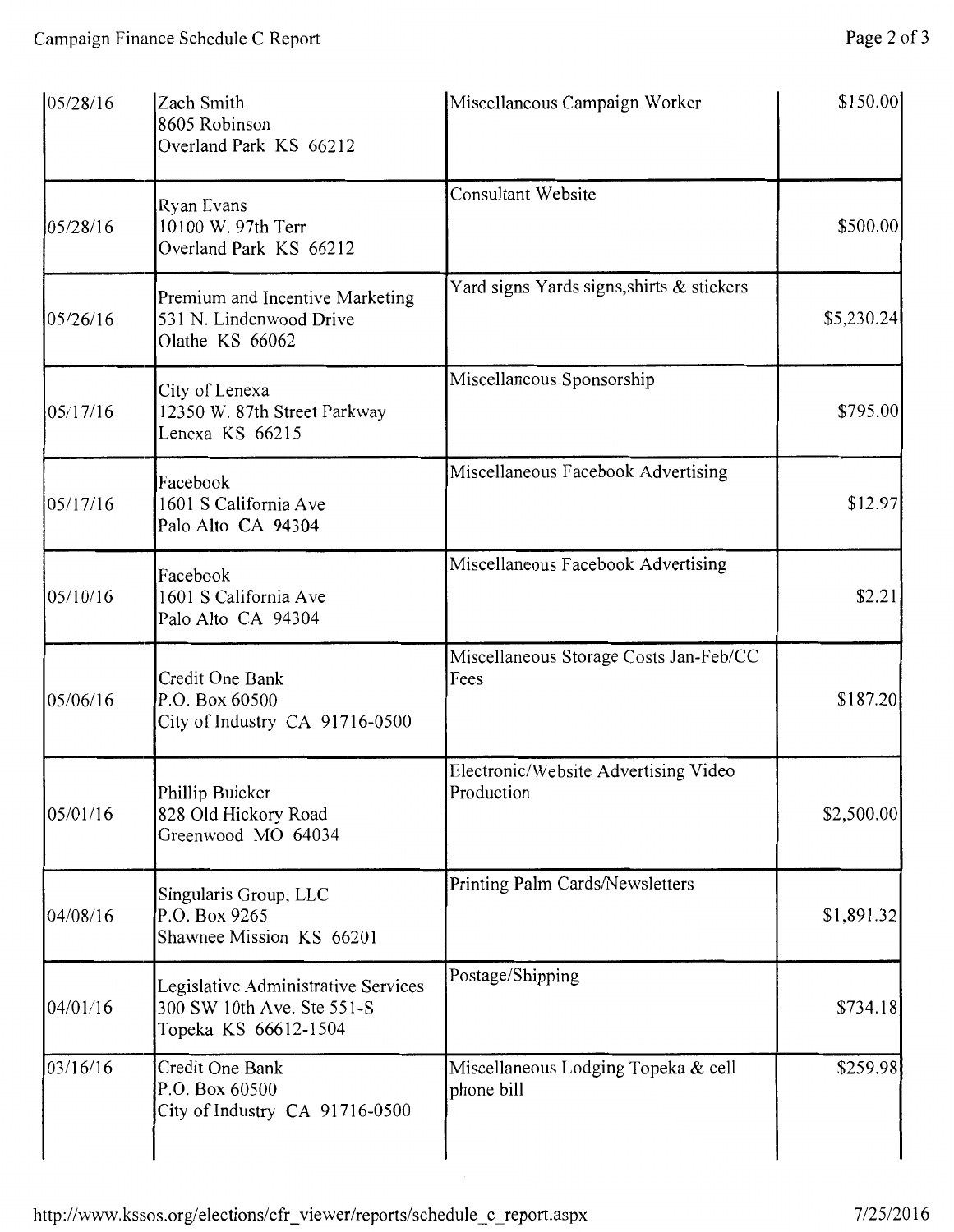| | | | |
|---|---|---|---|
| 05/28/16 | Zach Smith<br>8605 Robinson<br>Overland Park KS 66212 | Miscellaneous Campaign Worker | $150.00 |
| 05/28/16 | Ryan Evans<br>10100 W. 97th Terr<br>Overland Park KS 66212 | Consultant Website | $500.00 |
| 05/26/16 | Premium and Incentive Marketing<br>531 N. Lindenwood Drive<br>Olathe KS 66062 | Yard signs Yards signs,shirts & stickers | $5,230.24 |
| 05/17/16 | City of Lenexa<br>12350 W. 87th Street Parkway<br>Lenexa KS 66215 | Miscellaneous Sponsorship | $795.00 |
| 05/17/16 | Facebook<br>1601 S California Ave<br>Palo Alto CA 94304 | Miscellaneous Facebook Advertising | $12.97 |
| 05/10/16 | Facebook<br>1601 S California Ave<br>Palo Alto CA 94304 | Miscellaneous Facebook Advertising | $2.21 |
| 05/06/16 | Credit One Bank<br>P.O. Box 60500<br>City of Industry CA 91716-0500 | Miscellaneous Storage Costs Jan-Feb/CC Fees | $187.20 |
| 05/01/16 | Phillip Buicker<br>828 Old Hickory Road<br>Greenwood MO 64034 | Electronic/Website Advertising Video Production | $2,500.00 |
| 04/08/16 | Singularis Group, LLC<br>P.O. Box 9265<br>Shawnee Mission KS 66201 | Printing Palm Cards/Newsletters | $1,891.32 |
| 04/01/16 | Legislative Administrative Services<br>300 SW 10th Ave. Ste 551-S<br>Topeka KS 66612-1504 | Postage/Shipping | $734.18 |
| 03/16/16 | Credit One Bank<br>P.O. Box 60500<br>City of Industry CA 91716-0500 | Miscellaneous Lodging Topeka & cell phone bill | $259.98 |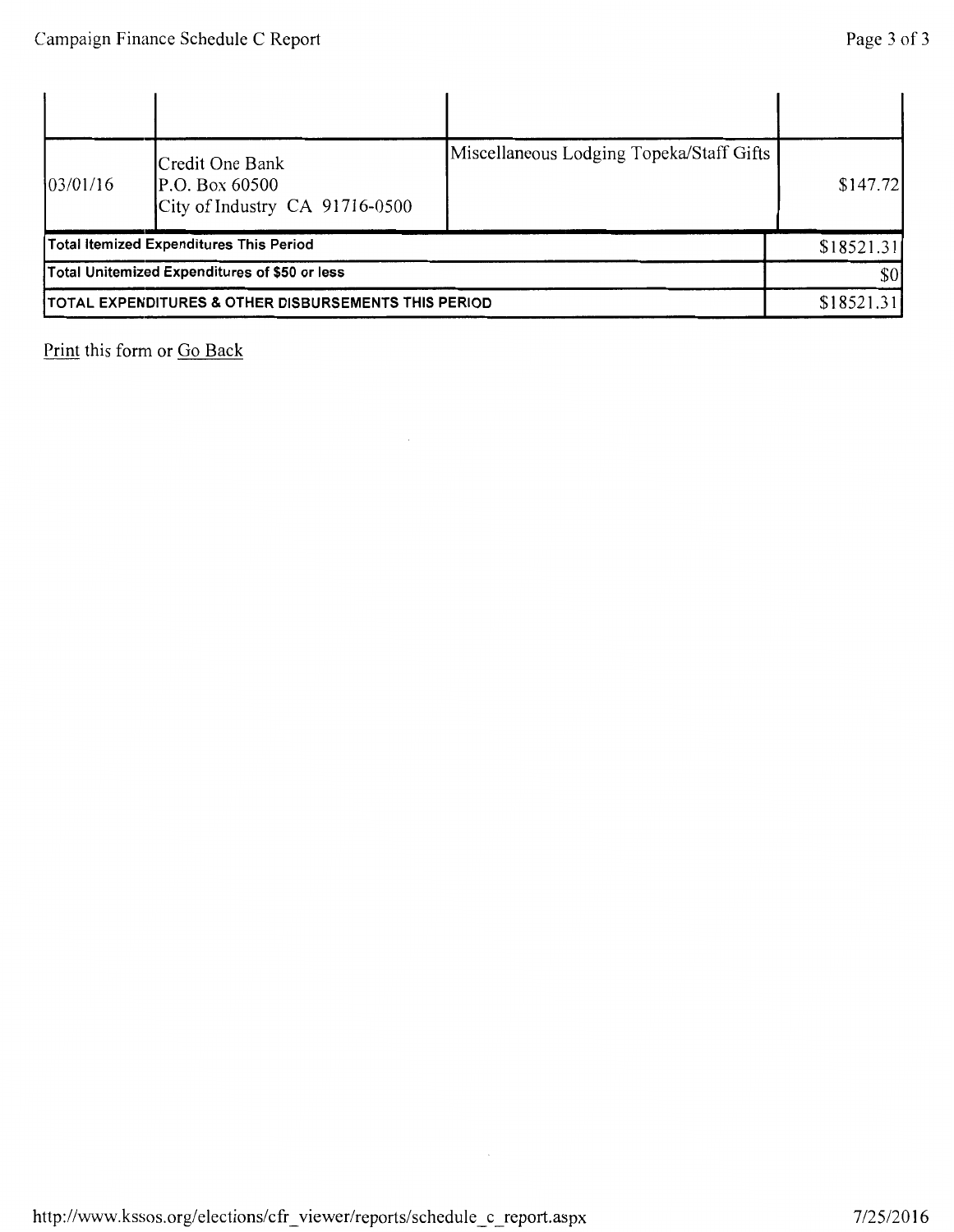| | | | |
|---|---|---|---|
| | | | |
| 03/01/16 | Credit One Bank<br>P.O. Box 60500<br>City of Industry CA 91716-0500 | Miscellaneous Lodging Topeka/Staff Gifts | $147.72 |
| **Total Itemized Expenditures This Period** | | | $18521.31 |
| **Total Unitemized Expenditures of $50 or less** | | | $0 |
| **TOTAL EXPENDITURES & OTHER DISBURSEMENTS THIS PERIOD** | | | $18521.31 |

Print this form or Go Back